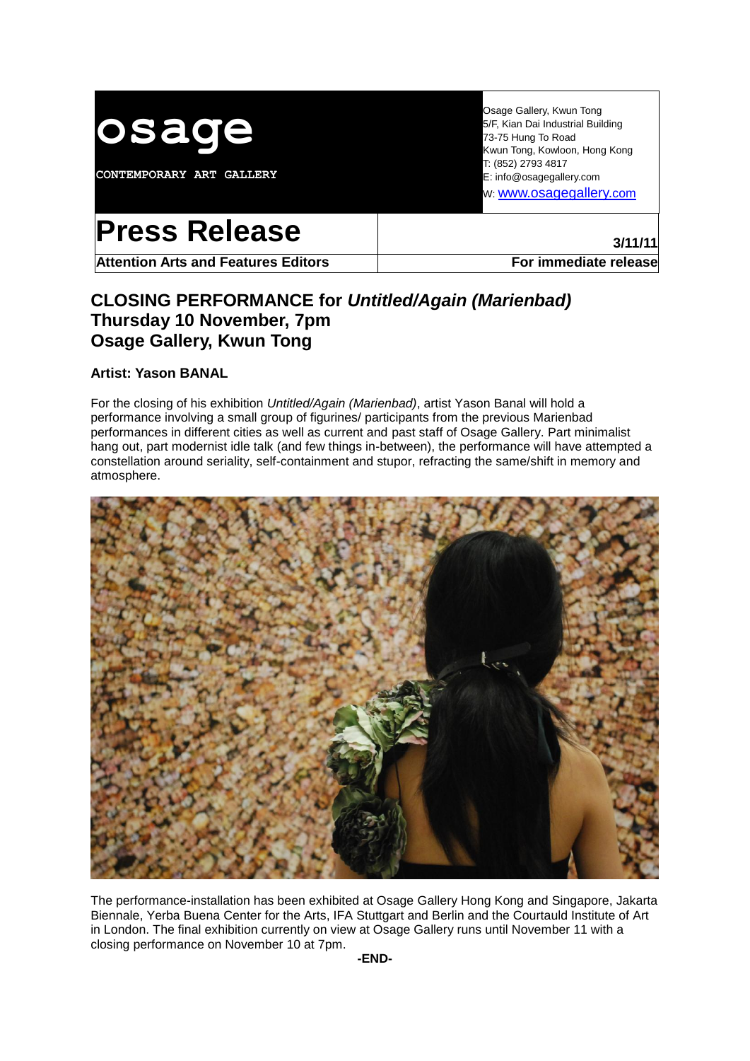# osage

**CONTEMPORARY ART GALLERY**

Osage Gallery, Kwun Tong
5/F, Kian Dai Industrial Building
73-75 Hung To Road
Kwun Tong, Kowloon, Hong Kong
T: (852) 2793 4817
E: info@osagegallery.com
W: www.osagegallery.com

# Press Release

**3/11/11**

**Attention Arts and Features Editors** | **For immediate release**

## CLOSING PERFORMANCE for *Untitled/Again (Marienbad)*
## Thursday 10 November, 7pm
## Osage Gallery, Kwun Tong

**Artist: Yason BANAL**

For the closing of his exhibition *Untitled/Again (Marienbad)*, artist Yason Banal will hold a performance involving a small group of figurines/ participants from the previous Marienbad performances in different cities as well as current and past staff of Osage Gallery. Part minimalist hang out, part modernist idle talk (and few things in-between), the performance will have attempted a constellation around seriality, self-containment and stupor, refracting the same/shift in memory and atmosphere.

The performance-installation has been exhibited at Osage Gallery Hong Kong and Singapore, Jakarta Biennale, Yerba Buena Center for the Arts, IFA Stuttgart and Berlin and the Courtauld Institute of Art in London. The final exhibition currently on view at Osage Gallery runs until November 11 with a closing performance on November 10 at 7pm.

**-END-**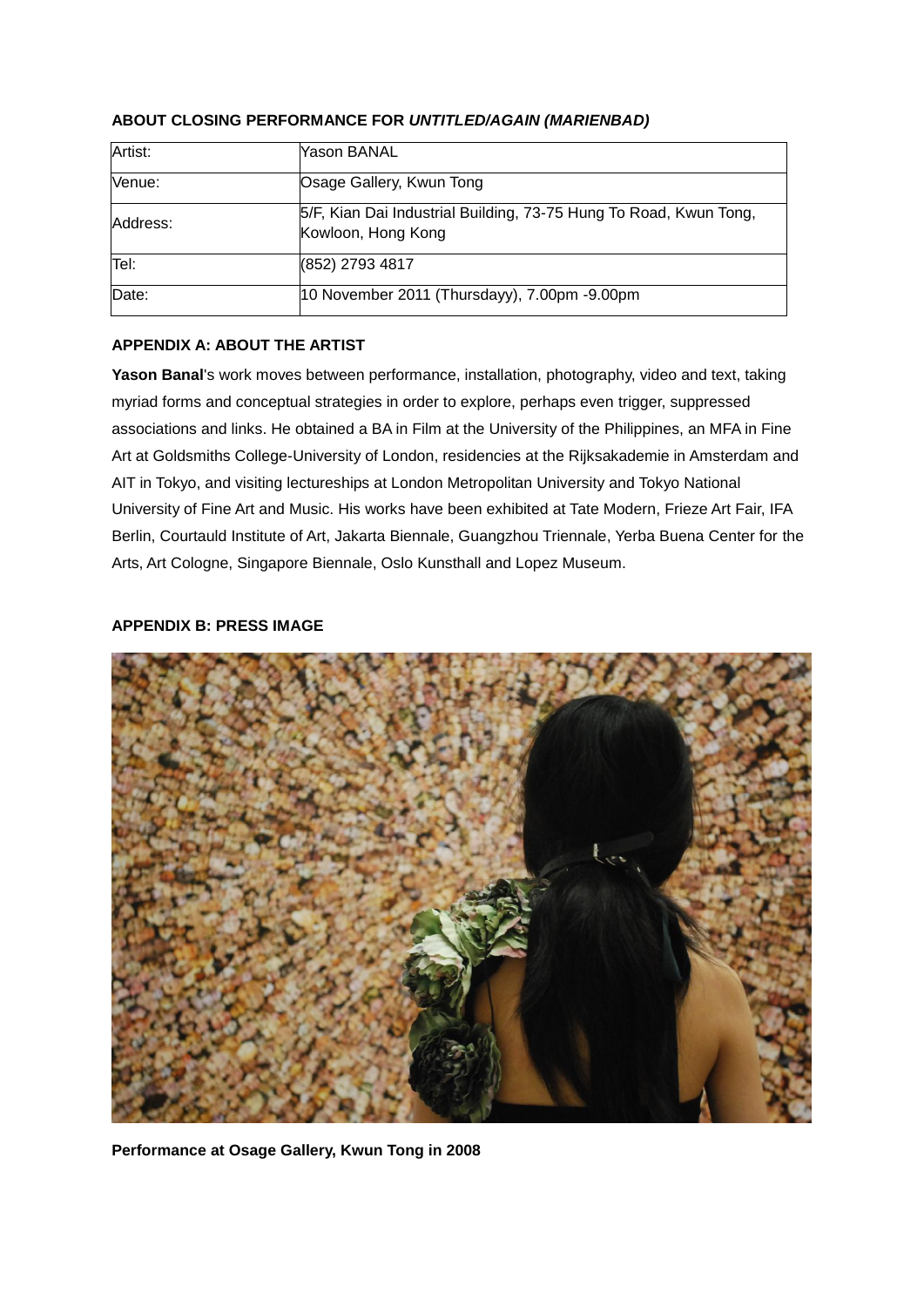**ABOUT CLOSING PERFORMANCE FOR *UNTITLED/AGAIN (MARIENBAD)***

| Artist: | Yason BANAL |
|---|---|
| Venue: | Osage Gallery, Kwun Tong |
| Address: | 5/F, Kian Dai Industrial Building, 73-75 Hung To Road, Kwun Tong, Kowloon, Hong Kong |
| Tel: | (852) 2793 4817 |
| Date: | 10 November 2011 (Thursdayy), 7.00pm -9.00pm |

**APPENDIX A: ABOUT THE ARTIST**

**Yason Banal**'s work moves between performance, installation, photography, video and text, taking myriad forms and conceptual strategies in order to explore, perhaps even trigger, suppressed associations and links. He obtained a BA in Film at the University of the Philippines, an MFA in Fine Art at Goldsmiths College-University of London, residencies at the Rijksakademie in Amsterdam and AIT in Tokyo, and visiting lectureships at London Metropolitan University and Tokyo National University of Fine Art and Music. His works have been exhibited at Tate Modern, Frieze Art Fair, IFA Berlin, Courtauld Institute of Art, Jakarta Biennale, Guangzhou Triennale, Yerba Buena Center for the Arts, Art Cologne, Singapore Biennale, Oslo Kunsthall and Lopez Museum.

**APPENDIX B: PRESS IMAGE**

**Performance at Osage Gallery, Kwun Tong in 2008**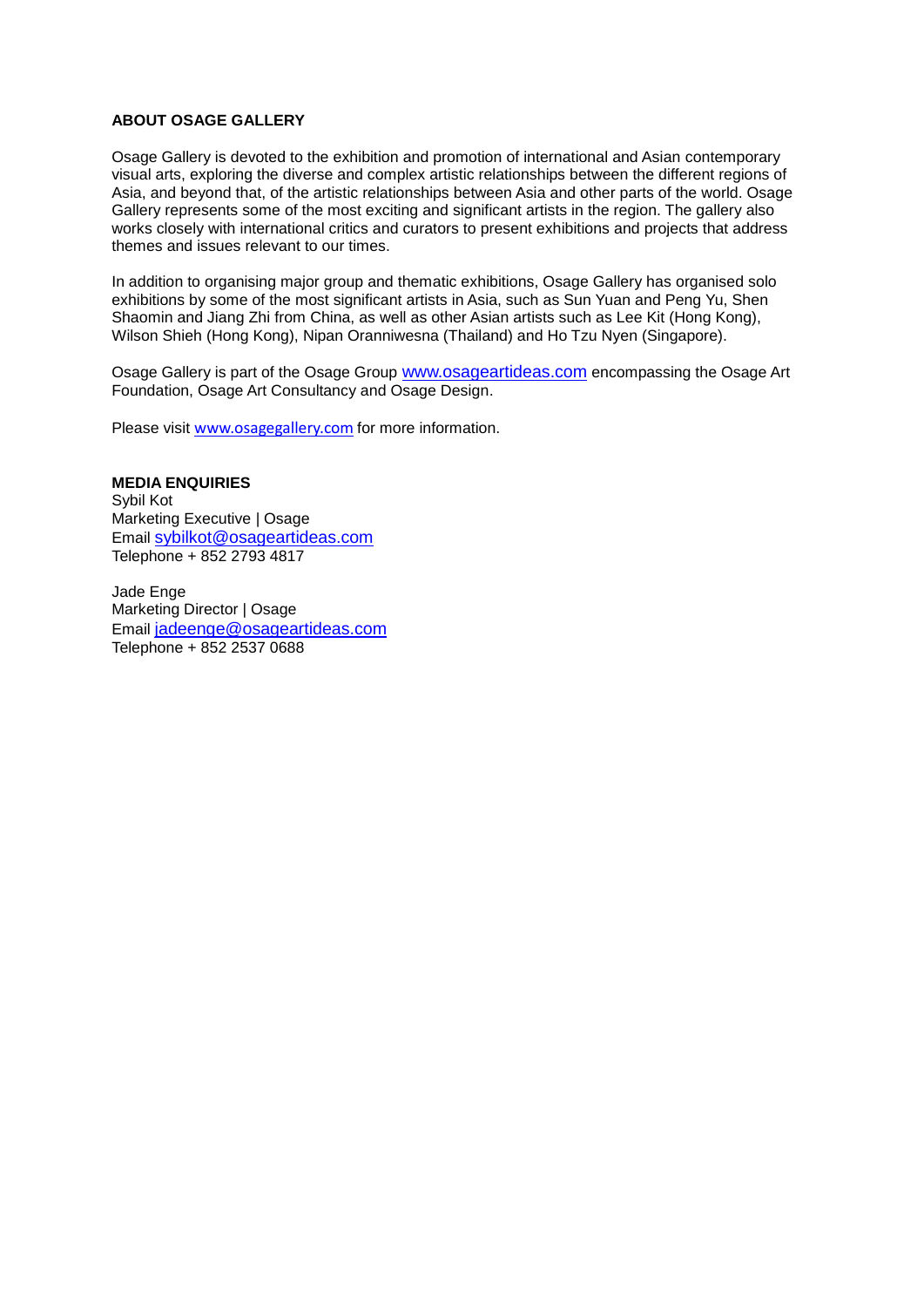**ABOUT OSAGE GALLERY**

Osage Gallery is devoted to the exhibition and promotion of international and Asian contemporary visual arts, exploring the diverse and complex artistic relationships between the different regions of Asia, and beyond that, of the artistic relationships between Asia and other parts of the world. Osage Gallery represents some of the most exciting and significant artists in the region. The gallery also works closely with international critics and curators to present exhibitions and projects that address themes and issues relevant to our times.

In addition to organising major group and thematic exhibitions, Osage Gallery has organised solo exhibitions by some of the most significant artists in Asia, such as Sun Yuan and Peng Yu, Shen Shaomin and Jiang Zhi from China, as well as other Asian artists such as Lee Kit (Hong Kong), Wilson Shieh (Hong Kong), Nipan Oranniwesna (Thailand) and Ho Tzu Nyen (Singapore).

Osage Gallery is part of the Osage Group www.osageartideas.com encompassing the Osage Art Foundation, Osage Art Consultancy and Osage Design.

Please visit www.osagegallery.com for more information.

**MEDIA ENQUIRIES**
Sybil Kot
Marketing Executive | Osage
Email sybilkot@osageartideas.com
Telephone + 852 2793 4817

Jade Enge
Marketing Director | Osage
Email jadeenge@osageartideas.com
Telephone + 852 2537 0688